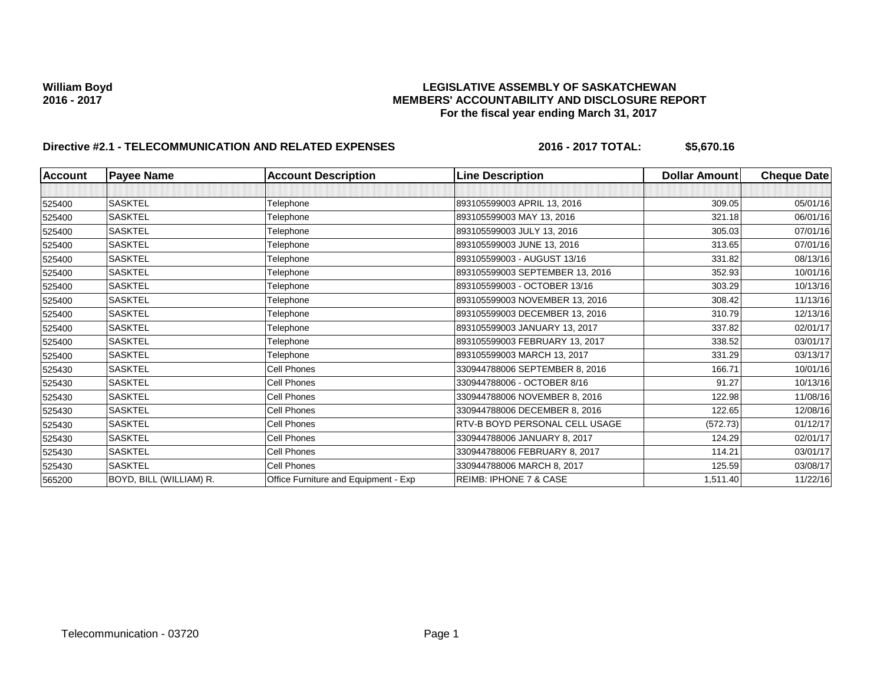**William Boyd**
**2016 - 2017**

**LEGISLATIVE ASSEMBLY OF SASKATCHEWAN**
**MEMBERS' ACCOUNTABILITY AND DISCLOSURE REPORT**
**For the fiscal year ending March 31, 2017**

**Directive #2.1 - TELECOMMUNICATION AND RELATED EXPENSES** **2016 - 2017 TOTAL: $5,670.16**

| Account | Payee Name | Account Description | Line Description | Dollar Amount | Cheque Date |
|---|---|---|---|---|---|
| | | | | | |
| 525400 | SASKTEL | Telephone | 893105599003 APRIL 13, 2016 | 309.05 | 05/01/16 |
| 525400 | SASKTEL | Telephone | 893105599003 MAY 13, 2016 | 321.18 | 06/01/16 |
| 525400 | SASKTEL | Telephone | 893105599003 JULY 13, 2016 | 305.03 | 07/01/16 |
| 525400 | SASKTEL | Telephone | 893105599003 JUNE 13, 2016 | 313.65 | 07/01/16 |
| 525400 | SASKTEL | Telephone | 893105599003 - AUGUST 13/16 | 331.82 | 08/13/16 |
| 525400 | SASKTEL | Telephone | 893105599003 SEPTEMBER 13, 2016 | 352.93 | 10/01/16 |
| 525400 | SASKTEL | Telephone | 893105599003 - OCTOBER 13/16 | 303.29 | 10/13/16 |
| 525400 | SASKTEL | Telephone | 893105599003 NOVEMBER 13, 2016 | 308.42 | 11/13/16 |
| 525400 | SASKTEL | Telephone | 893105599003 DECEMBER 13, 2016 | 310.79 | 12/13/16 |
| 525400 | SASKTEL | Telephone | 893105599003 JANUARY 13, 2017 | 337.82 | 02/01/17 |
| 525400 | SASKTEL | Telephone | 893105599003 FEBRUARY 13, 2017 | 338.52 | 03/01/17 |
| 525400 | SASKTEL | Telephone | 893105599003 MARCH 13, 2017 | 331.29 | 03/13/17 |
| 525430 | SASKTEL | Cell Phones | 330944788006 SEPTEMBER 8, 2016 | 166.71 | 10/01/16 |
| 525430 | SASKTEL | Cell Phones | 330944788006 - OCTOBER 8/16 | 91.27 | 10/13/16 |
| 525430 | SASKTEL | Cell Phones | 330944788006 NOVEMBER 8, 2016 | 122.98 | 11/08/16 |
| 525430 | SASKTEL | Cell Phones | 330944788006 DECEMBER 8, 2016 | 122.65 | 12/08/16 |
| 525430 | SASKTEL | Cell Phones | RTV-B BOYD PERSONAL CELL USAGE | (572.73) | 01/12/17 |
| 525430 | SASKTEL | Cell Phones | 330944788006 JANUARY 8, 2017 | 124.29 | 02/01/17 |
| 525430 | SASKTEL | Cell Phones | 330944788006 FEBRUARY 8, 2017 | 114.21 | 03/01/17 |
| 525430 | SASKTEL | Cell Phones | 330944788006 MARCH 8, 2017 | 125.59 | 03/08/17 |
| 565200 | BOYD, BILL (WILLIAM) R. | Office Furniture and Equipment - Exp | REIMB: IPHONE 7 & CASE | 1,511.40 | 11/22/16 |

Telecommunication - 03720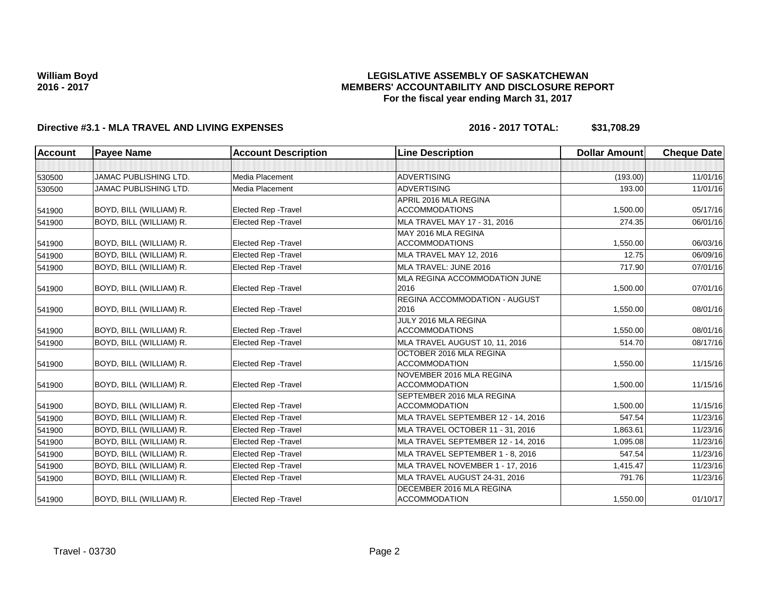**William Boyd**
**2016 - 2017**

**LEGISLATIVE ASSEMBLY OF SASKATCHEWAN**
**MEMBERS' ACCOUNTABILITY AND DISCLOSURE REPORT**
**For the fiscal year ending March 31, 2017**

**Directive #3.1 - MLA TRAVEL AND LIVING EXPENSES** **2016 - 2017 TOTAL: $31,708.29**

| Account | Payee Name | Account Description | Line Description | Dollar Amount | Cheque Date |
|---|---|---|---|---|---|
| | | | | | |
| 530500 | JAMAC PUBLISHING LTD. | Media Placement | ADVERTISING | (193.00) | 11/01/16 |
| 530500 | JAMAC PUBLISHING LTD. | Media Placement | ADVERTISING | 193.00 | 11/01/16 |
| 541900 | BOYD, BILL (WILLIAM) R. | Elected Rep -Travel | APRIL 2016 MLA REGINA ACCOMMODATIONS | 1,500.00 | 05/17/16 |
| 541900 | BOYD, BILL (WILLIAM) R. | Elected Rep -Travel | MLA TRAVEL MAY 17 - 31, 2016 | 274.35 | 06/01/16 |
| 541900 | BOYD, BILL (WILLIAM) R. | Elected Rep -Travel | MAY 2016 MLA REGINA ACCOMMODATIONS | 1,550.00 | 06/03/16 |
| 541900 | BOYD, BILL (WILLIAM) R. | Elected Rep -Travel | MLA TRAVEL MAY 12, 2016 | 12.75 | 06/09/16 |
| 541900 | BOYD, BILL (WILLIAM) R. | Elected Rep -Travel | MLA TRAVEL: JUNE 2016 | 717.90 | 07/01/16 |
| 541900 | BOYD, BILL (WILLIAM) R. | Elected Rep -Travel | MLA REGINA ACCOMMODATION JUNE 2016 | 1,500.00 | 07/01/16 |
| 541900 | BOYD, BILL (WILLIAM) R. | Elected Rep -Travel | REGINA ACCOMMODATION - AUGUST 2016 | 1,550.00 | 08/01/16 |
| 541900 | BOYD, BILL (WILLIAM) R. | Elected Rep -Travel | JULY 2016 MLA REGINA ACCOMMODATIONS | 1,550.00 | 08/01/16 |
| 541900 | BOYD, BILL (WILLIAM) R. | Elected Rep -Travel | MLA TRAVEL AUGUST 10, 11, 2016 | 514.70 | 08/17/16 |
| 541900 | BOYD, BILL (WILLIAM) R. | Elected Rep -Travel | OCTOBER 2016 MLA REGINA ACCOMMODATION | 1,550.00 | 11/15/16 |
| 541900 | BOYD, BILL (WILLIAM) R. | Elected Rep -Travel | NOVEMBER 2016 MLA REGINA ACCOMMODATION | 1,500.00 | 11/15/16 |
| 541900 | BOYD, BILL (WILLIAM) R. | Elected Rep -Travel | SEPTEMBER 2016 MLA REGINA ACCOMMODATION | 1,500.00 | 11/15/16 |
| 541900 | BOYD, BILL (WILLIAM) R. | Elected Rep -Travel | MLA TRAVEL SEPTEMBER 12 - 14, 2016 | 547.54 | 11/23/16 |
| 541900 | BOYD, BILL (WILLIAM) R. | Elected Rep -Travel | MLA TRAVEL OCTOBER 11 - 31, 2016 | 1,863.61 | 11/23/16 |
| 541900 | BOYD, BILL (WILLIAM) R. | Elected Rep -Travel | MLA TRAVEL SEPTEMBER 12 - 14, 2016 | 1,095.08 | 11/23/16 |
| 541900 | BOYD, BILL (WILLIAM) R. | Elected Rep -Travel | MLA TRAVEL SEPTEMBER 1 - 8, 2016 | 547.54 | 11/23/16 |
| 541900 | BOYD, BILL (WILLIAM) R. | Elected Rep -Travel | MLA TRAVEL NOVEMBER 1 - 17, 2016 | 1,415.47 | 11/23/16 |
| 541900 | BOYD, BILL (WILLIAM) R. | Elected Rep -Travel | MLA TRAVEL AUGUST 24-31, 2016 | 791.76 | 11/23/16 |
| 541900 | BOYD, BILL (WILLIAM) R. | Elected Rep -Travel | DECEMBER 2016 MLA REGINA ACCOMMODATION | 1,550.00 | 01/10/17 |

Travel - 03730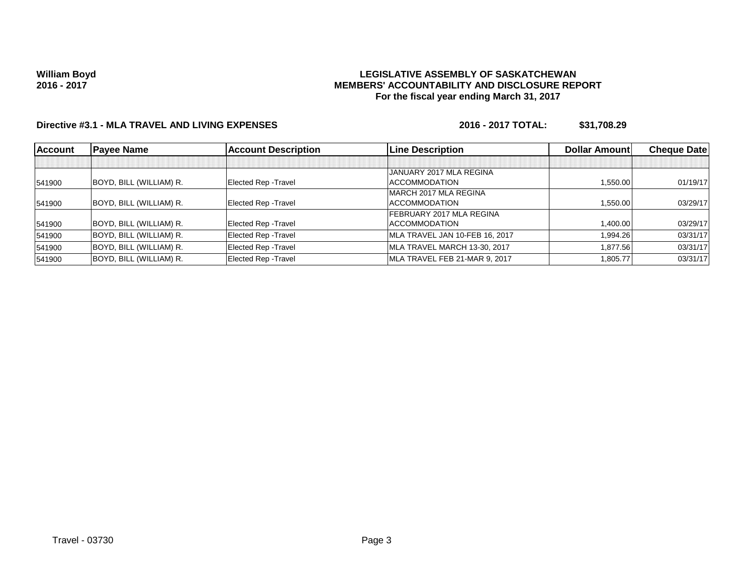**William Boyd**
**2016 - 2017**

**LEGISLATIVE ASSEMBLY OF SASKATCHEWAN**
**MEMBERS' ACCOUNTABILITY AND DISCLOSURE REPORT**
**For the fiscal year ending March 31, 2017**

**Directive #3.1 - MLA TRAVEL AND LIVING EXPENSES** **2016 - 2017 TOTAL: $31,708.29**

| Account | Payee Name | Account Description | Line Description | Dollar Amount | Cheque Date |
|---|---|---|---|---|---|
| | | | | | |
| 541900 | BOYD, BILL (WILLIAM) R. | Elected Rep -Travel | JANUARY 2017 MLA REGINA ACCOMMODATION | 1,550.00 | 01/19/17 |
| 541900 | BOYD, BILL (WILLIAM) R. | Elected Rep -Travel | MARCH 2017 MLA REGINA ACCOMMODATION | 1,550.00 | 03/29/17 |
| 541900 | BOYD, BILL (WILLIAM) R. | Elected Rep -Travel | FEBRUARY 2017 MLA REGINA ACCOMMODATION | 1,400.00 | 03/29/17 |
| 541900 | BOYD, BILL (WILLIAM) R. | Elected Rep -Travel | MLA TRAVEL JAN 10-FEB 16, 2017 | 1,994.26 | 03/31/17 |
| 541900 | BOYD, BILL (WILLIAM) R. | Elected Rep -Travel | MLA TRAVEL MARCH 13-30, 2017 | 1,877.56 | 03/31/17 |
| 541900 | BOYD, BILL (WILLIAM) R. | Elected Rep -Travel | MLA TRAVEL FEB 21-MAR 9, 2017 | 1,805.77 | 03/31/17 |

Travel - 03730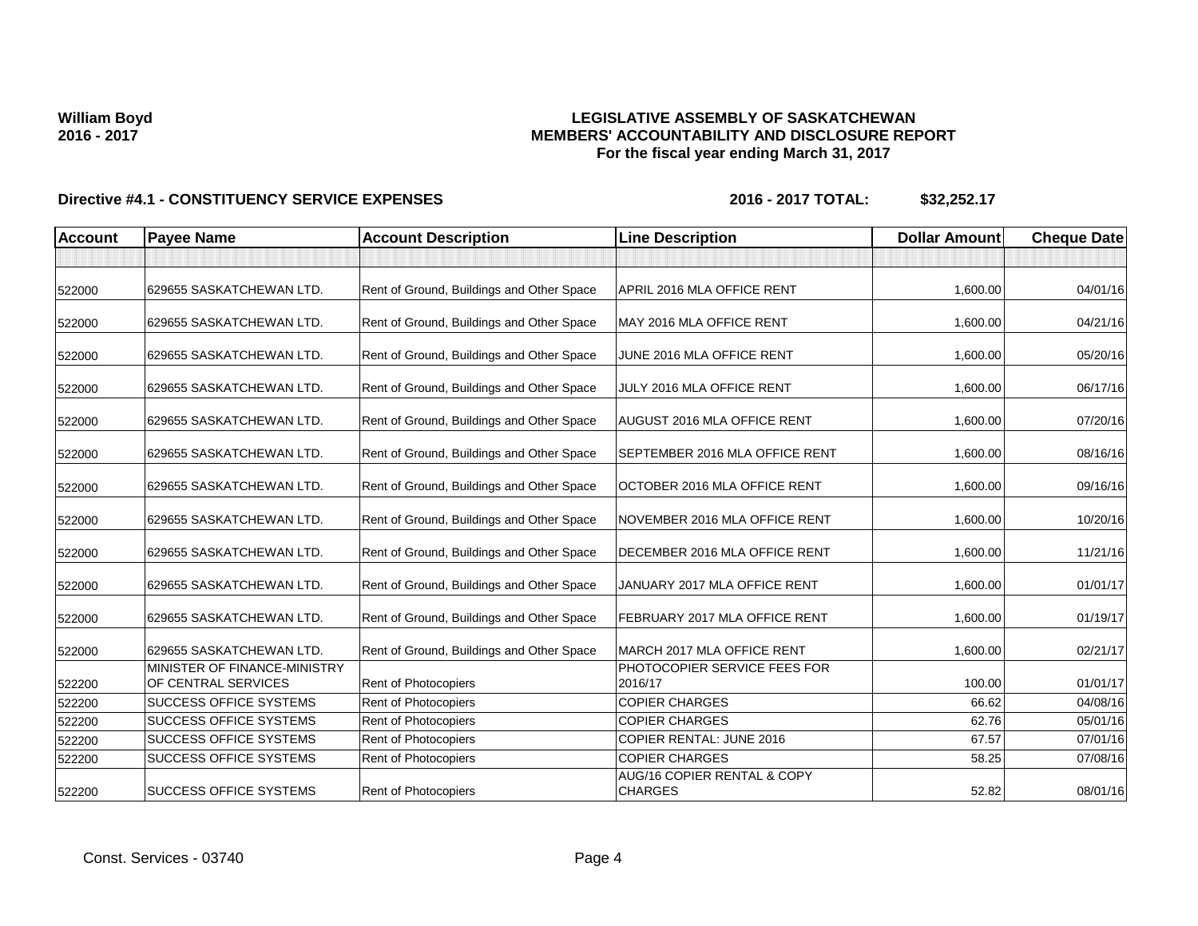**William Boyd**
**2016 - 2017**

**LEGISLATIVE ASSEMBLY OF SASKATCHEWAN**
**MEMBERS' ACCOUNTABILITY AND DISCLOSURE REPORT**
**For the fiscal year ending March 31, 2017**

**Directive #4.1 - CONSTITUENCY SERVICE EXPENSES** **2016 - 2017 TOTAL: $32,252.17**

| Account | Payee Name | Account Description | Line Description | Dollar Amount | Cheque Date |
|---|---|---|---|---|---|
| | | | | | |
| 522000 | 629655 SASKATCHEWAN LTD. | Rent of Ground, Buildings and Other Space | APRIL 2016 MLA OFFICE RENT | 1,600.00 | 04/01/16 |
| 522000 | 629655 SASKATCHEWAN LTD. | Rent of Ground, Buildings and Other Space | MAY 2016 MLA OFFICE RENT | 1,600.00 | 04/21/16 |
| 522000 | 629655 SASKATCHEWAN LTD. | Rent of Ground, Buildings and Other Space | JUNE 2016 MLA OFFICE RENT | 1,600.00 | 05/20/16 |
| 522000 | 629655 SASKATCHEWAN LTD. | Rent of Ground, Buildings and Other Space | JULY 2016 MLA OFFICE RENT | 1,600.00 | 06/17/16 |
| 522000 | 629655 SASKATCHEWAN LTD. | Rent of Ground, Buildings and Other Space | AUGUST 2016 MLA OFFICE RENT | 1,600.00 | 07/20/16 |
| 522000 | 629655 SASKATCHEWAN LTD. | Rent of Ground, Buildings and Other Space | SEPTEMBER 2016 MLA OFFICE RENT | 1,600.00 | 08/16/16 |
| 522000 | 629655 SASKATCHEWAN LTD. | Rent of Ground, Buildings and Other Space | OCTOBER 2016 MLA OFFICE RENT | 1,600.00 | 09/16/16 |
| 522000 | 629655 SASKATCHEWAN LTD. | Rent of Ground, Buildings and Other Space | NOVEMBER 2016 MLA OFFICE RENT | 1,600.00 | 10/20/16 |
| 522000 | 629655 SASKATCHEWAN LTD. | Rent of Ground, Buildings and Other Space | DECEMBER 2016 MLA OFFICE RENT | 1,600.00 | 11/21/16 |
| 522000 | 629655 SASKATCHEWAN LTD. | Rent of Ground, Buildings and Other Space | JANUARY 2017 MLA OFFICE RENT | 1,600.00 | 01/01/17 |
| 522000 | 629655 SASKATCHEWAN LTD. | Rent of Ground, Buildings and Other Space | FEBRUARY 2017 MLA OFFICE RENT | 1,600.00 | 01/19/17 |
| 522000 | 629655 SASKATCHEWAN LTD. | Rent of Ground, Buildings and Other Space | MARCH 2017 MLA OFFICE RENT | 1,600.00 | 02/21/17 |
| 522200 | MINISTER OF FINANCE-MINISTRY OF CENTRAL SERVICES | Rent of Photocopiers | PHOTOCOPIER SERVICE FEES FOR 2016/17 | 100.00 | 01/01/17 |
| 522200 | SUCCESS OFFICE SYSTEMS | Rent of Photocopiers | COPIER CHARGES | 66.62 | 04/08/16 |
| 522200 | SUCCESS OFFICE SYSTEMS | Rent of Photocopiers | COPIER CHARGES | 62.76 | 05/01/16 |
| 522200 | SUCCESS OFFICE SYSTEMS | Rent of Photocopiers | COPIER RENTAL: JUNE 2016 | 67.57 | 07/01/16 |
| 522200 | SUCCESS OFFICE SYSTEMS | Rent of Photocopiers | COPIER CHARGES | 58.25 | 07/08/16 |
| 522200 | SUCCESS OFFICE SYSTEMS | Rent of Photocopiers | AUG/16 COPIER RENTAL & COPY CHARGES | 52.82 | 08/01/16 |

Const. Services - 03740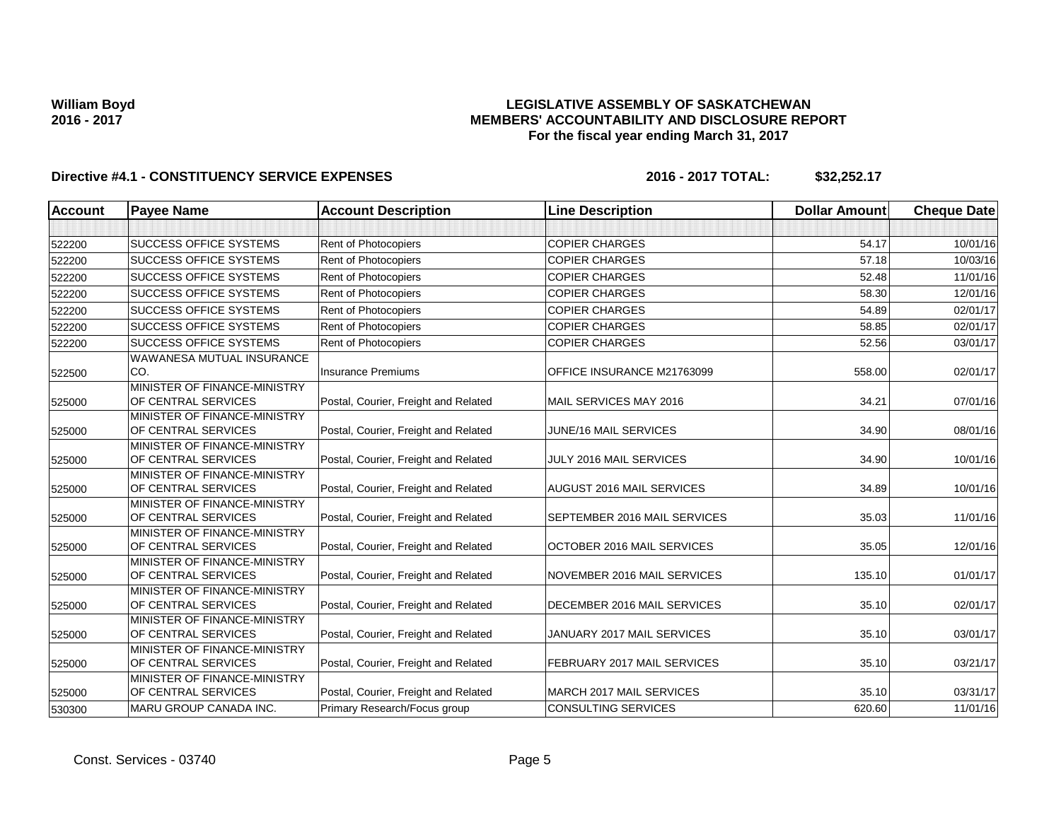**William Boyd**
**2016 - 2017**

**LEGISLATIVE ASSEMBLY OF SASKATCHEWAN**
**MEMBERS' ACCOUNTABILITY AND DISCLOSURE REPORT**
**For the fiscal year ending March 31, 2017**

**Directive #4.1 - CONSTITUENCY SERVICE EXPENSES** **2016 - 2017 TOTAL: $32,252.17**

| Account | Payee Name | Account Description | Line Description | Dollar Amount | Cheque Date |
|---|---|---|---|---|---|
| | | | | | |
| 522200 | SUCCESS OFFICE SYSTEMS | Rent of Photocopiers | COPIER CHARGES | 54.17 | 10/01/16 |
| 522200 | SUCCESS OFFICE SYSTEMS | Rent of Photocopiers | COPIER CHARGES | 57.18 | 10/03/16 |
| 522200 | SUCCESS OFFICE SYSTEMS | Rent of Photocopiers | COPIER CHARGES | 52.48 | 11/01/16 |
| 522200 | SUCCESS OFFICE SYSTEMS | Rent of Photocopiers | COPIER CHARGES | 58.30 | 12/01/16 |
| 522200 | SUCCESS OFFICE SYSTEMS | Rent of Photocopiers | COPIER CHARGES | 54.89 | 02/01/17 |
| 522200 | SUCCESS OFFICE SYSTEMS | Rent of Photocopiers | COPIER CHARGES | 58.85 | 02/01/17 |
| 522200 | SUCCESS OFFICE SYSTEMS | Rent of Photocopiers | COPIER CHARGES | 52.56 | 03/01/17 |
| 522500 | WAWANESA MUTUAL INSURANCE CO. | Insurance Premiums | OFFICE INSURANCE M21763099 | 558.00 | 02/01/17 |
| 525000 | MINISTER OF FINANCE-MINISTRY OF CENTRAL SERVICES | Postal, Courier, Freight and Related | MAIL SERVICES MAY 2016 | 34.21 | 07/01/16 |
| 525000 | MINISTER OF FINANCE-MINISTRY OF CENTRAL SERVICES | Postal, Courier, Freight and Related | JUNE/16 MAIL SERVICES | 34.90 | 08/01/16 |
| 525000 | MINISTER OF FINANCE-MINISTRY OF CENTRAL SERVICES | Postal, Courier, Freight and Related | JULY 2016 MAIL SERVICES | 34.90 | 10/01/16 |
| 525000 | MINISTER OF FINANCE-MINISTRY OF CENTRAL SERVICES | Postal, Courier, Freight and Related | AUGUST 2016 MAIL SERVICES | 34.89 | 10/01/16 |
| 525000 | MINISTER OF FINANCE-MINISTRY OF CENTRAL SERVICES | Postal, Courier, Freight and Related | SEPTEMBER 2016 MAIL SERVICES | 35.03 | 11/01/16 |
| 525000 | MINISTER OF FINANCE-MINISTRY OF CENTRAL SERVICES | Postal, Courier, Freight and Related | OCTOBER 2016 MAIL SERVICES | 35.05 | 12/01/16 |
| 525000 | MINISTER OF FINANCE-MINISTRY OF CENTRAL SERVICES | Postal, Courier, Freight and Related | NOVEMBER 2016 MAIL SERVICES | 135.10 | 01/01/17 |
| 525000 | MINISTER OF FINANCE-MINISTRY OF CENTRAL SERVICES | Postal, Courier, Freight and Related | DECEMBER 2016 MAIL SERVICES | 35.10 | 02/01/17 |
| 525000 | MINISTER OF FINANCE-MINISTRY OF CENTRAL SERVICES | Postal, Courier, Freight and Related | JANUARY 2017 MAIL SERVICES | 35.10 | 03/01/17 |
| 525000 | MINISTER OF FINANCE-MINISTRY OF CENTRAL SERVICES | Postal, Courier, Freight and Related | FEBRUARY 2017 MAIL SERVICES | 35.10 | 03/21/17 |
| 525000 | MINISTER OF FINANCE-MINISTRY OF CENTRAL SERVICES | Postal, Courier, Freight and Related | MARCH 2017 MAIL SERVICES | 35.10 | 03/31/17 |
| 530300 | MARU GROUP CANADA INC. | Primary Research/Focus group | CONSULTING SERVICES | 620.60 | 11/01/16 |

Const. Services - 03740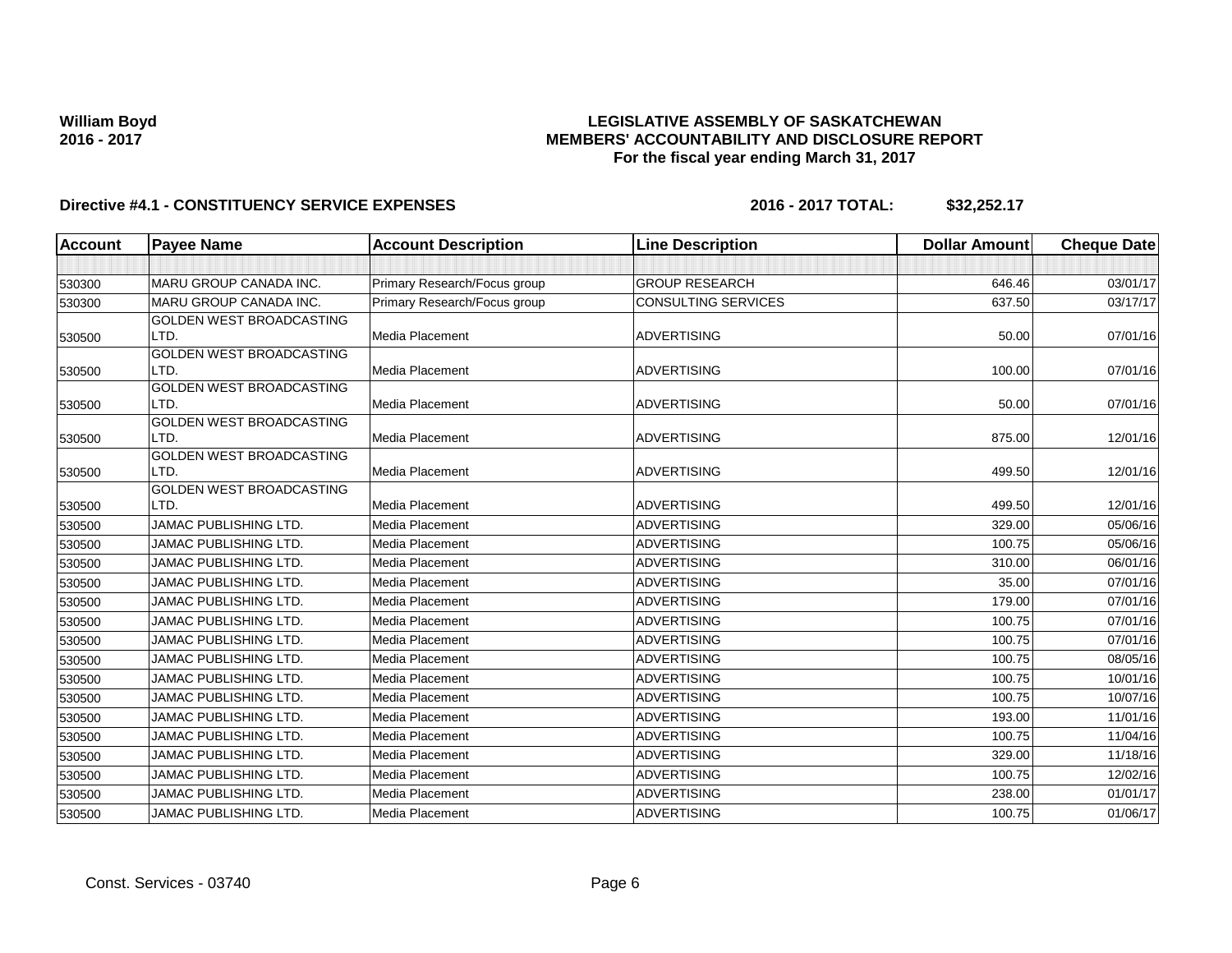**William Boyd**
**2016 - 2017**

**LEGISLATIVE ASSEMBLY OF SASKATCHEWAN**
**MEMBERS' ACCOUNTABILITY AND DISCLOSURE REPORT**
**For the fiscal year ending March 31, 2017**

**Directive #4.1 - CONSTITUENCY SERVICE EXPENSES** **2016 - 2017 TOTAL: $32,252.17**

| Account | Payee Name | Account Description | Line Description | Dollar Amount | Cheque Date |
|---|---|---|---|---|---|
| | | | | | |
| 530300 | MARU GROUP CANADA INC. | Primary Research/Focus group | GROUP RESEARCH | 646.46 | 03/01/17 |
| 530300 | MARU GROUP CANADA INC. | Primary Research/Focus group | CONSULTING SERVICES | 637.50 | 03/17/17 |
| 530500 | GOLDEN WEST BROADCASTING LTD. | Media Placement | ADVERTISING | 50.00 | 07/01/16 |
| 530500 | GOLDEN WEST BROADCASTING LTD. | Media Placement | ADVERTISING | 100.00 | 07/01/16 |
| 530500 | GOLDEN WEST BROADCASTING LTD. | Media Placement | ADVERTISING | 50.00 | 07/01/16 |
| 530500 | GOLDEN WEST BROADCASTING LTD. | Media Placement | ADVERTISING | 875.00 | 12/01/16 |
| 530500 | GOLDEN WEST BROADCASTING LTD. | Media Placement | ADVERTISING | 499.50 | 12/01/16 |
| 530500 | GOLDEN WEST BROADCASTING LTD. | Media Placement | ADVERTISING | 499.50 | 12/01/16 |
| 530500 | JAMAC PUBLISHING LTD. | Media Placement | ADVERTISING | 329.00 | 05/06/16 |
| 530500 | JAMAC PUBLISHING LTD. | Media Placement | ADVERTISING | 100.75 | 05/06/16 |
| 530500 | JAMAC PUBLISHING LTD. | Media Placement | ADVERTISING | 310.00 | 06/01/16 |
| 530500 | JAMAC PUBLISHING LTD. | Media Placement | ADVERTISING | 35.00 | 07/01/16 |
| 530500 | JAMAC PUBLISHING LTD. | Media Placement | ADVERTISING | 179.00 | 07/01/16 |
| 530500 | JAMAC PUBLISHING LTD. | Media Placement | ADVERTISING | 100.75 | 07/01/16 |
| 530500 | JAMAC PUBLISHING LTD. | Media Placement | ADVERTISING | 100.75 | 07/01/16 |
| 530500 | JAMAC PUBLISHING LTD. | Media Placement | ADVERTISING | 100.75 | 08/05/16 |
| 530500 | JAMAC PUBLISHING LTD. | Media Placement | ADVERTISING | 100.75 | 10/01/16 |
| 530500 | JAMAC PUBLISHING LTD. | Media Placement | ADVERTISING | 100.75 | 10/07/16 |
| 530500 | JAMAC PUBLISHING LTD. | Media Placement | ADVERTISING | 193.00 | 11/01/16 |
| 530500 | JAMAC PUBLISHING LTD. | Media Placement | ADVERTISING | 100.75 | 11/04/16 |
| 530500 | JAMAC PUBLISHING LTD. | Media Placement | ADVERTISING | 329.00 | 11/18/16 |
| 530500 | JAMAC PUBLISHING LTD. | Media Placement | ADVERTISING | 100.75 | 12/02/16 |
| 530500 | JAMAC PUBLISHING LTD. | Media Placement | ADVERTISING | 238.00 | 01/01/17 |
| 530500 | JAMAC PUBLISHING LTD. | Media Placement | ADVERTISING | 100.75 | 01/06/17 |

Const. Services - 03740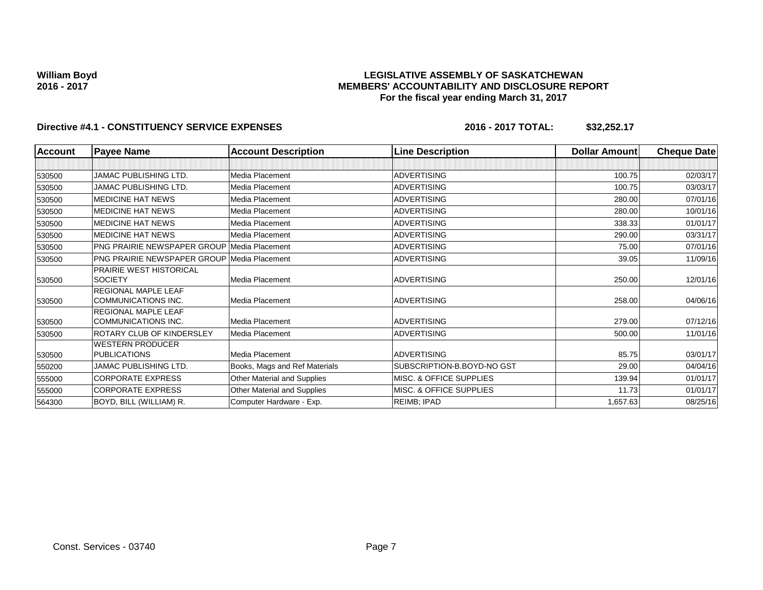**William Boyd**
**2016 - 2017**

**LEGISLATIVE ASSEMBLY OF SASKATCHEWAN**
**MEMBERS' ACCOUNTABILITY AND DISCLOSURE REPORT**
**For the fiscal year ending March 31, 2017**

**Directive #4.1 - CONSTITUENCY SERVICE EXPENSES** **2016 - 2017 TOTAL: $32,252.17**

| Account | Payee Name | Account Description | Line Description | Dollar Amount | Cheque Date |
|---|---|---|---|---|---|
| | | | | | |
| 530500 | JAMAC PUBLISHING LTD. | Media Placement | ADVERTISING | 100.75 | 02/03/17 |
| 530500 | JAMAC PUBLISHING LTD. | Media Placement | ADVERTISING | 100.75 | 03/03/17 |
| 530500 | MEDICINE HAT NEWS | Media Placement | ADVERTISING | 280.00 | 07/01/16 |
| 530500 | MEDICINE HAT NEWS | Media Placement | ADVERTISING | 280.00 | 10/01/16 |
| 530500 | MEDICINE HAT NEWS | Media Placement | ADVERTISING | 338.33 | 01/01/17 |
| 530500 | MEDICINE HAT NEWS | Media Placement | ADVERTISING | 290.00 | 03/31/17 |
| 530500 | PNG PRAIRIE NEWSPAPER GROUP | Media Placement | ADVERTISING | 75.00 | 07/01/16 |
| 530500 | PNG PRAIRIE NEWSPAPER GROUP | Media Placement | ADVERTISING | 39.05 | 11/09/16 |
| 530500 | PRAIRIE WEST HISTORICAL SOCIETY | Media Placement | ADVERTISING | 250.00 | 12/01/16 |
| 530500 | REGIONAL MAPLE LEAF COMMUNICATIONS INC. | Media Placement | ADVERTISING | 258.00 | 04/06/16 |
| 530500 | REGIONAL MAPLE LEAF COMMUNICATIONS INC. | Media Placement | ADVERTISING | 279.00 | 07/12/16 |
| 530500 | ROTARY CLUB OF KINDERSLEY | Media Placement | ADVERTISING | 500.00 | 11/01/16 |
| 530500 | WESTERN PRODUCER PUBLICATIONS | Media Placement | ADVERTISING | 85.75 | 03/01/17 |
| 550200 | JAMAC PUBLISHING LTD. | Books, Mags and Ref Materials | SUBSCRIPTION-B.BOYD-NO GST | 29.00 | 04/04/16 |
| 555000 | CORPORATE EXPRESS | Other Material and Supplies | MISC. & OFFICE SUPPLIES | 139.94 | 01/01/17 |
| 555000 | CORPORATE EXPRESS | Other Material and Supplies | MISC. & OFFICE SUPPLIES | 11.73 | 01/01/17 |
| 564300 | BOYD, BILL (WILLIAM) R. | Computer Hardware - Exp. | REIMB; IPAD | 1,657.63 | 08/25/16 |

Const. Services - 03740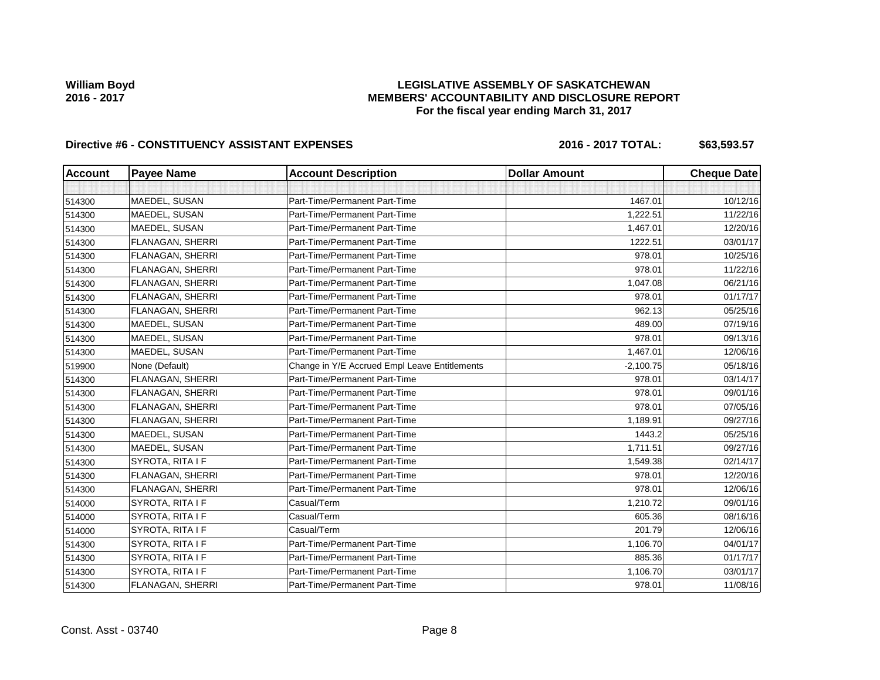William Boyd
2016 - 2017

# LEGISLATIVE ASSEMBLY OF SASKATCHEWAN
## MEMBERS' ACCOUNTABILITY AND DISCLOSURE REPORT
### For the fiscal year ending March 31, 2017

**Directive #6 - CONSTITUENCY ASSISTANT EXPENSES** **2016 - 2017 TOTAL: $63,593.57**

| Account | Payee Name | Account Description | Dollar Amount | Cheque Date |
|---|---|---|---|---|
| | | | | |
| 514300 | MAEDEL, SUSAN | Part-Time/Permanent Part-Time | 1467.01 | 10/12/16 |
| 514300 | MAEDEL, SUSAN | Part-Time/Permanent Part-Time | 1,222.51 | 11/22/16 |
| 514300 | MAEDEL, SUSAN | Part-Time/Permanent Part-Time | 1,467.01 | 12/20/16 |
| 514300 | FLANAGAN, SHERRI | Part-Time/Permanent Part-Time | 1222.51 | 03/01/17 |
| 514300 | FLANAGAN, SHERRI | Part-Time/Permanent Part-Time | 978.01 | 10/25/16 |
| 514300 | FLANAGAN, SHERRI | Part-Time/Permanent Part-Time | 978.01 | 11/22/16 |
| 514300 | FLANAGAN, SHERRI | Part-Time/Permanent Part-Time | 1,047.08 | 06/21/16 |
| 514300 | FLANAGAN, SHERRI | Part-Time/Permanent Part-Time | 978.01 | 01/17/17 |
| 514300 | FLANAGAN, SHERRI | Part-Time/Permanent Part-Time | 962.13 | 05/25/16 |
| 514300 | MAEDEL, SUSAN | Part-Time/Permanent Part-Time | 489.00 | 07/19/16 |
| 514300 | MAEDEL, SUSAN | Part-Time/Permanent Part-Time | 978.01 | 09/13/16 |
| 514300 | MAEDEL, SUSAN | Part-Time/Permanent Part-Time | 1,467.01 | 12/06/16 |
| 519900 | None (Default) | Change in Y/E Accrued Empl Leave Entitlements | -2,100.75 | 05/18/16 |
| 514300 | FLANAGAN, SHERRI | Part-Time/Permanent Part-Time | 978.01 | 03/14/17 |
| 514300 | FLANAGAN, SHERRI | Part-Time/Permanent Part-Time | 978.01 | 09/01/16 |
| 514300 | FLANAGAN, SHERRI | Part-Time/Permanent Part-Time | 978.01 | 07/05/16 |
| 514300 | FLANAGAN, SHERRI | Part-Time/Permanent Part-Time | 1,189.91 | 09/27/16 |
| 514300 | MAEDEL, SUSAN | Part-Time/Permanent Part-Time | 1443.2 | 05/25/16 |
| 514300 | MAEDEL, SUSAN | Part-Time/Permanent Part-Time | 1,711.51 | 09/27/16 |
| 514300 | SYROTA, RITA I F | Part-Time/Permanent Part-Time | 1,549.38 | 02/14/17 |
| 514300 | FLANAGAN, SHERRI | Part-Time/Permanent Part-Time | 978.01 | 12/20/16 |
| 514300 | FLANAGAN, SHERRI | Part-Time/Permanent Part-Time | 978.01 | 12/06/16 |
| 514000 | SYROTA, RITA I F | Casual/Term | 1,210.72 | 09/01/16 |
| 514000 | SYROTA, RITA I F | Casual/Term | 605.36 | 08/16/16 |
| 514000 | SYROTA, RITA I F | Casual/Term | 201.79 | 12/06/16 |
| 514300 | SYROTA, RITA I F | Part-Time/Permanent Part-Time | 1,106.70 | 04/01/17 |
| 514300 | SYROTA, RITA I F | Part-Time/Permanent Part-Time | 885.36 | 01/17/17 |
| 514300 | SYROTA, RITA I F | Part-Time/Permanent Part-Time | 1,106.70 | 03/01/17 |
| 514300 | FLANAGAN, SHERRI | Part-Time/Permanent Part-Time | 978.01 | 11/08/16 |

Const. Asst - 03740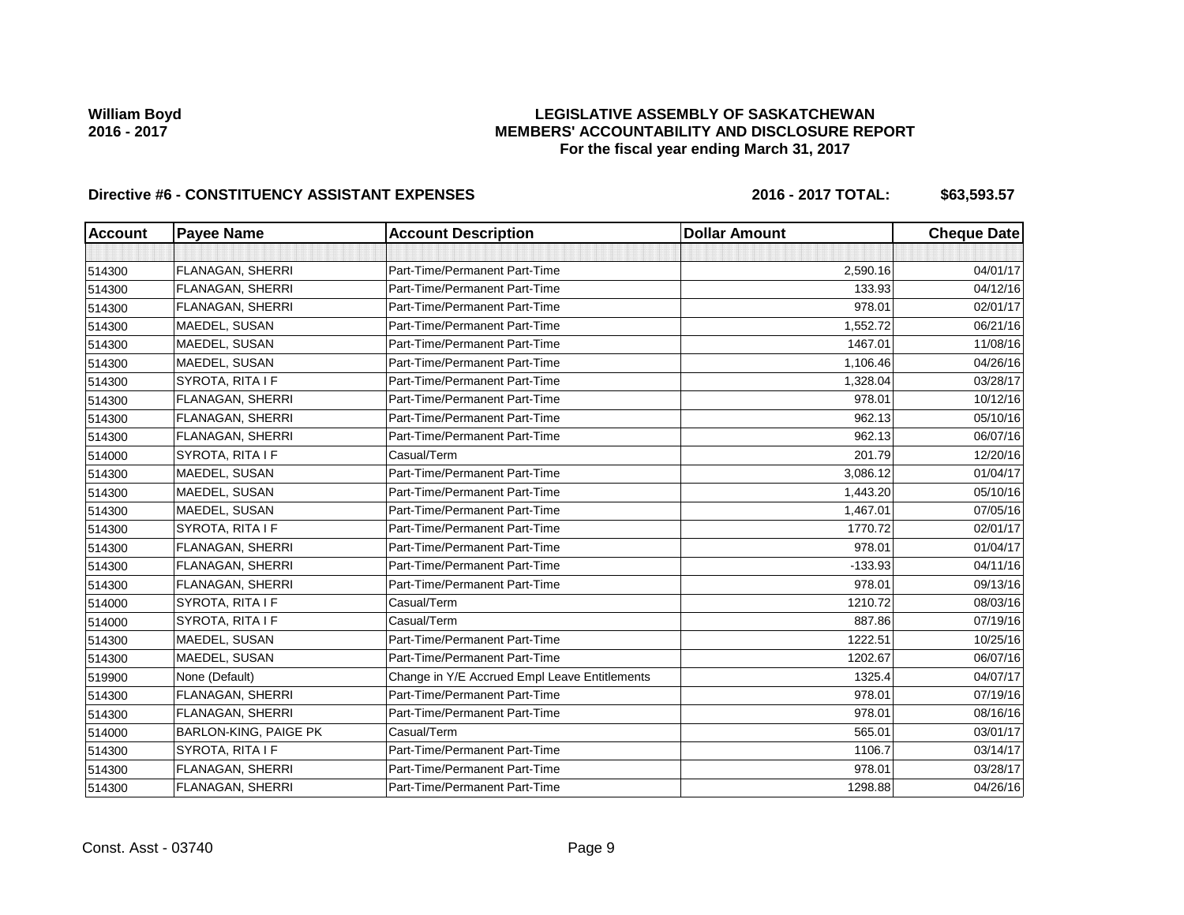William Boyd
2016 - 2017

# LEGISLATIVE ASSEMBLY OF SASKATCHEWAN
## MEMBERS' ACCOUNTABILITY AND DISCLOSURE REPORT
### For the fiscal year ending March 31, 2017

**Directive #6 - CONSTITUENCY ASSISTANT EXPENSES** **2016 - 2017 TOTAL: $63,593.57**

| Account | Payee Name | Account Description | Dollar Amount | Cheque Date |
|---|---|---|---|---|
| | | | | |
| 514300 | FLANAGAN, SHERRI | Part-Time/Permanent Part-Time | 2,590.16 | 04/01/17 |
| 514300 | FLANAGAN, SHERRI | Part-Time/Permanent Part-Time | 133.93 | 04/12/16 |
| 514300 | FLANAGAN, SHERRI | Part-Time/Permanent Part-Time | 978.01 | 02/01/17 |
| 514300 | MAEDEL, SUSAN | Part-Time/Permanent Part-Time | 1,552.72 | 06/21/16 |
| 514300 | MAEDEL, SUSAN | Part-Time/Permanent Part-Time | 1467.01 | 11/08/16 |
| 514300 | MAEDEL, SUSAN | Part-Time/Permanent Part-Time | 1,106.46 | 04/26/16 |
| 514300 | SYROTA, RITA I F | Part-Time/Permanent Part-Time | 1,328.04 | 03/28/17 |
| 514300 | FLANAGAN, SHERRI | Part-Time/Permanent Part-Time | 978.01 | 10/12/16 |
| 514300 | FLANAGAN, SHERRI | Part-Time/Permanent Part-Time | 962.13 | 05/10/16 |
| 514300 | FLANAGAN, SHERRI | Part-Time/Permanent Part-Time | 962.13 | 06/07/16 |
| 514000 | SYROTA, RITA I F | Casual/Term | 201.79 | 12/20/16 |
| 514300 | MAEDEL, SUSAN | Part-Time/Permanent Part-Time | 3,086.12 | 01/04/17 |
| 514300 | MAEDEL, SUSAN | Part-Time/Permanent Part-Time | 1,443.20 | 05/10/16 |
| 514300 | MAEDEL, SUSAN | Part-Time/Permanent Part-Time | 1,467.01 | 07/05/16 |
| 514300 | SYROTA, RITA I F | Part-Time/Permanent Part-Time | 1770.72 | 02/01/17 |
| 514300 | FLANAGAN, SHERRI | Part-Time/Permanent Part-Time | 978.01 | 01/04/17 |
| 514300 | FLANAGAN, SHERRI | Part-Time/Permanent Part-Time | -133.93 | 04/11/16 |
| 514300 | FLANAGAN, SHERRI | Part-Time/Permanent Part-Time | 978.01 | 09/13/16 |
| 514000 | SYROTA, RITA I F | Casual/Term | 1210.72 | 08/03/16 |
| 514000 | SYROTA, RITA I F | Casual/Term | 887.86 | 07/19/16 |
| 514300 | MAEDEL, SUSAN | Part-Time/Permanent Part-Time | 1222.51 | 10/25/16 |
| 514300 | MAEDEL, SUSAN | Part-Time/Permanent Part-Time | 1202.67 | 06/07/16 |
| 519900 | None (Default) | Change in Y/E Accrued Empl Leave Entitlements | 1325.4 | 04/07/17 |
| 514300 | FLANAGAN, SHERRI | Part-Time/Permanent Part-Time | 978.01 | 07/19/16 |
| 514300 | FLANAGAN, SHERRI | Part-Time/Permanent Part-Time | 978.01 | 08/16/16 |
| 514000 | BARLON-KING, PAIGE PK | Casual/Term | 565.01 | 03/01/17 |
| 514300 | SYROTA, RITA I F | Part-Time/Permanent Part-Time | 1106.7 | 03/14/17 |
| 514300 | FLANAGAN, SHERRI | Part-Time/Permanent Part-Time | 978.01 | 03/28/17 |
| 514300 | FLANAGAN, SHERRI | Part-Time/Permanent Part-Time | 1298.88 | 04/26/16 |

Const. Asst - 03740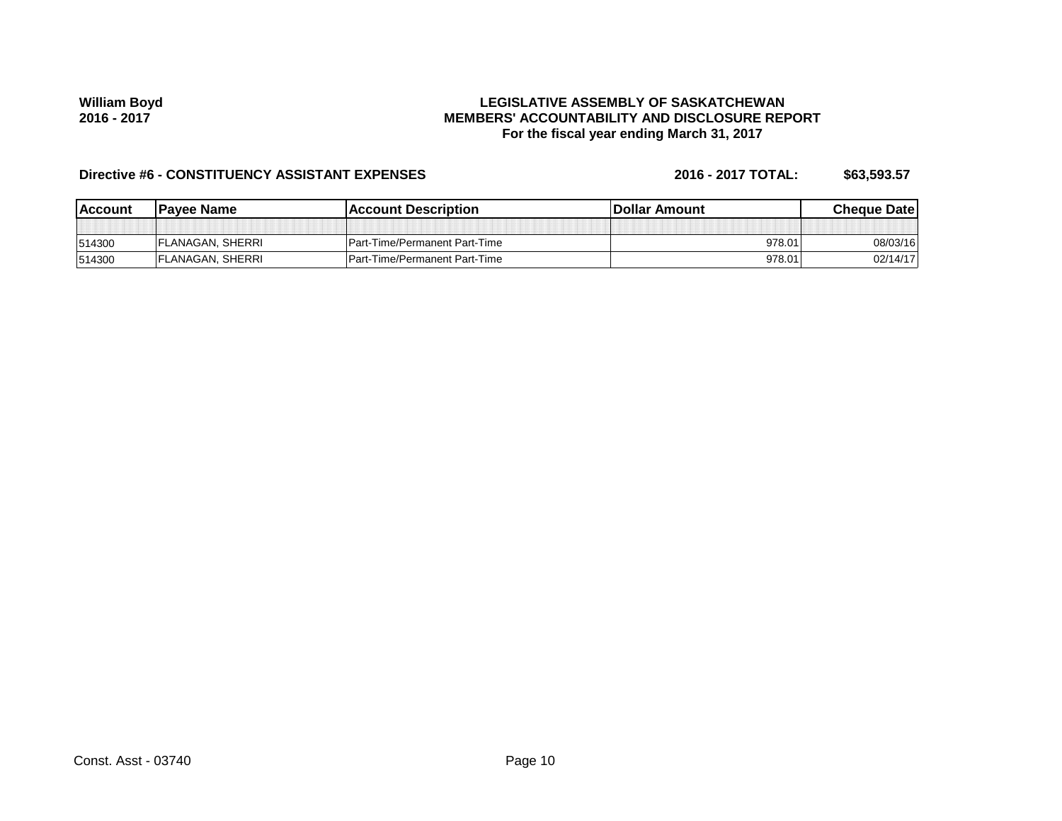**William Boyd**
**2016 - 2017**

**LEGISLATIVE ASSEMBLY OF SASKATCHEWAN**
**MEMBERS' ACCOUNTABILITY AND DISCLOSURE REPORT**
**For the fiscal year ending March 31, 2017**

**Directive #6 - CONSTITUENCY ASSISTANT EXPENSES** **2016 - 2017 TOTAL: $63,593.57**

| Account | Payee Name | Account Description | Dollar Amount | Cheque Date |
|---|---|---|---|---|
| | | | | |
| 514300 | FLANAGAN, SHERRI | Part-Time/Permanent Part-Time | 978.01 | 08/03/16 |
| 514300 | FLANAGAN, SHERRI | Part-Time/Permanent Part-Time | 978.01 | 02/14/17 |

Const. Asst - 03740